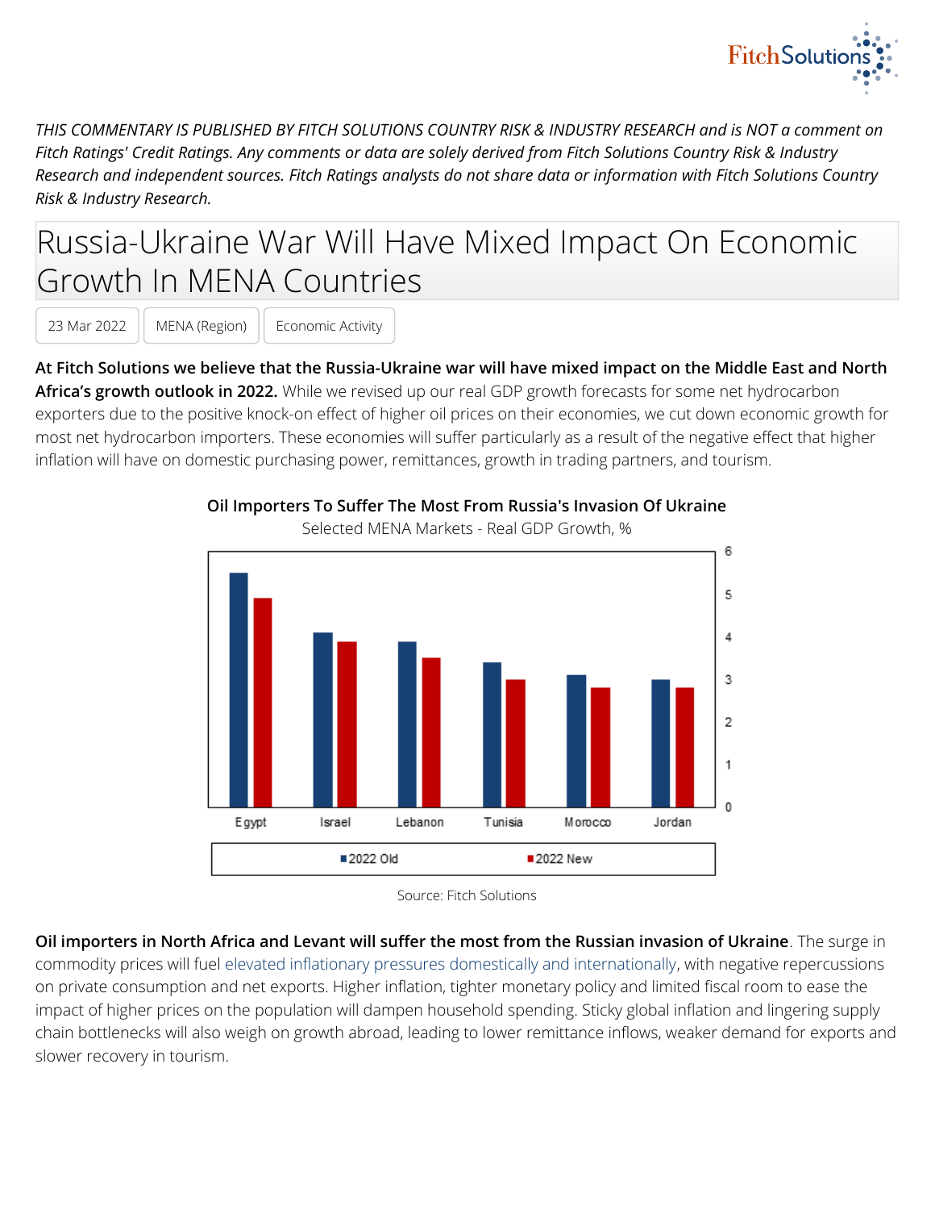*THIS COMMENTARY IS PUBLISHED BY FITCH SOLUTIONS COUNTRY RISK & INDUSTRY RESEARCH and is NOT a comment on Fitch Ratings' Credit Ratings. Any comments or data are solely derived from Fitch Solutions Country Risk & Industry Research and independent sources. Fitch Ratings analysts do not share data or information with Fitch Solutions Country Risk & Industry Research.*

# Russia-Ukraine War Will Have Mixed Impact On Economic Growth In MENA Countries

23 Mar 2022 | MENA (Region) | Economic Activity

**At Fitch Solutions we believe that the Russia-Ukraine war will have mixed impact on the Middle East and North Africa's growth outlook in 2022.** While we revised up our real GDP growth forecasts for some net hydrocarbon exporters due to the positive knock-on effect of higher oil prices on their economies, we cut down economic growth for most net hydrocarbon importers. These economies will suffer particularly as a result of the negative effect that higher inflation will have on domestic purchasing power, remittances, growth in trading partners, and tourism.

**Oil Importers To Suffer The Most From Russia's Invasion Of Ukraine**

Selected MENA Markets - Real GDP Growth, %

| | 2022 Old | 2022 New |
|---|---|---|
| Egypt | 5.5 | 4.9 |
| Israel | 4.1 | 3.9 |
| Lebanon | 3.9 | 3.5 |
| Tunisia | 3.4 | 3.0 |
| Morocco | 3.1 | 2.8 |
| Jordan | 3.0 | 2.8 |

Source: Fitch Solutions

**Oil importers in North Africa and Levant will suffer the most from the Russian invasion of Ukraine**. The surge in commodity prices will fuel elevated inflationary pressures domestically and internationally, with negative repercussions on private consumption and net exports. Higher inflation, tighter monetary policy and limited fiscal room to ease the impact of higher prices on the population will dampen household spending. Sticky global inflation and lingering supply chain bottlenecks will also weigh on growth abroad, leading to lower remittance inflows, weaker demand for exports and slower recovery in tourism.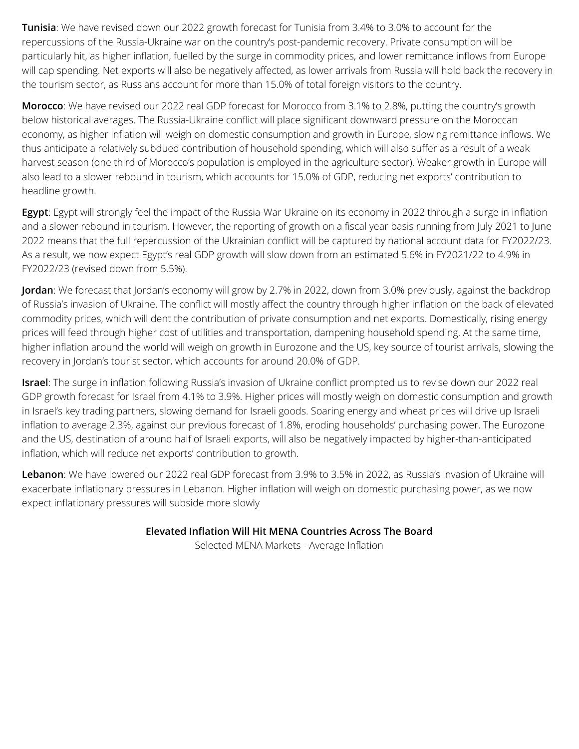**Tunisia**: We have revised down our 2022 growth forecast for Tunisia from 3.4% to 3.0% to account for the repercussions of the Russia-Ukraine war on the country's post-pandemic recovery. Private consumption will be particularly hit, as higher inflation, fuelled by the surge in commodity prices, and lower remittance inflows from Europe will cap spending. Net exports will also be negatively affected, as lower arrivals from Russia will hold back the recovery in the tourism sector, as Russians account for more than 15.0% of total foreign visitors to the country.

**Morocco**: We have revised our 2022 real GDP forecast for Morocco from 3.1% to 2.8%, putting the country's growth below historical averages. The Russia-Ukraine conflict will place significant downward pressure on the Moroccan economy, as higher inflation will weigh on domestic consumption and growth in Europe, slowing remittance inflows. We thus anticipate a relatively subdued contribution of household spending, which will also suffer as a result of a weak harvest season (one third of Morocco's population is employed in the agriculture sector). Weaker growth in Europe will also lead to a slower rebound in tourism, which accounts for 15.0% of GDP, reducing net exports' contribution to headline growth.

**Egypt**: Egypt will strongly feel the impact of the Russia-War Ukraine on its economy in 2022 through a surge in inflation and a slower rebound in tourism. However, the reporting of growth on a fiscal year basis running from July 2021 to June 2022 means that the full repercussion of the Ukrainian conflict will be captured by national account data for FY2022/23. As a result, we now expect Egypt's real GDP growth will slow down from an estimated 5.6% in FY2021/22 to 4.9% in FY2022/23 (revised down from 5.5%).

**Jordan**: We forecast that Jordan's economy will grow by 2.7% in 2022, down from 3.0% previously, against the backdrop of Russia's invasion of Ukraine. The conflict will mostly affect the country through higher inflation on the back of elevated commodity prices, which will dent the contribution of private consumption and net exports. Domestically, rising energy prices will feed through higher cost of utilities and transportation, dampening household spending. At the same time, higher inflation around the world will weigh on growth in Eurozone and the US, key source of tourist arrivals, slowing the recovery in Jordan's tourist sector, which accounts for around 20.0% of GDP.

**Israel**: The surge in inflation following Russia's invasion of Ukraine conflict prompted us to revise down our 2022 real GDP growth forecast for Israel from 4.1% to 3.9%. Higher prices will mostly weigh on domestic consumption and growth in Israel's key trading partners, slowing demand for Israeli goods. Soaring energy and wheat prices will drive up Israeli inflation to average 2.3%, against our previous forecast of 1.8%, eroding households' purchasing power. The Eurozone and the US, destination of around half of Israeli exports, will also be negatively impacted by higher-than-anticipated inflation, which will reduce net exports' contribution to growth.

**Lebanon**: We have lowered our 2022 real GDP forecast from 3.9% to 3.5% in 2022, as Russia's invasion of Ukraine will exacerbate inflationary pressures in Lebanon. Higher inflation will weigh on domestic purchasing power, as we now expect inflationary pressures will subside more slowly

**Elevated Inflation Will Hit MENA Countries Across The Board**

Selected MENA Markets - Average Inflation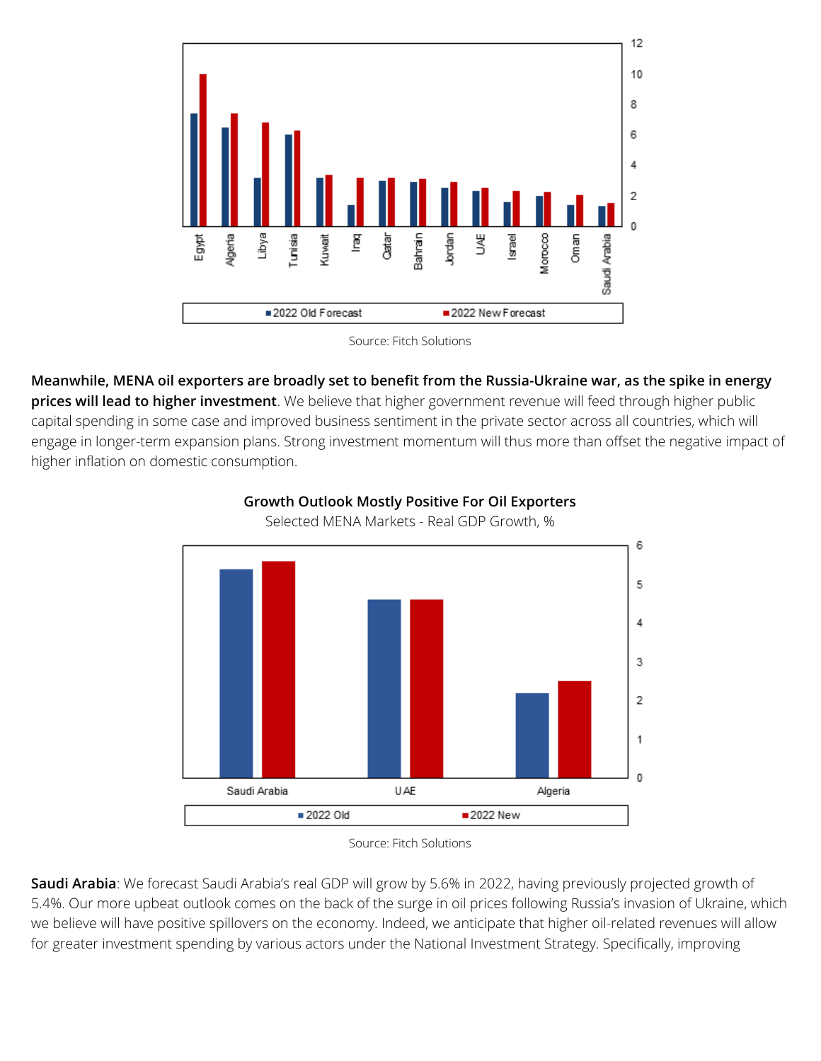Source: Fitch Solutions

**Meanwhile, MENA oil exporters are broadly set to benefit from the Russia-Ukraine war, as the spike in energy prices will lead to higher investment**. We believe that higher government revenue will feed through higher public capital spending in some case and improved business sentiment in the private sector across all countries, which will engage in longer-term expansion plans. Strong investment momentum will thus more than offset the negative impact of higher inflation on domestic consumption.

**Growth Outlook Mostly Positive For Oil Exporters**

Selected MENA Markets - Real GDP Growth, %

Source: Fitch Solutions

**Saudi Arabia**: We forecast Saudi Arabia's real GDP will grow by 5.6% in 2022, having previously projected growth of 5.4%. Our more upbeat outlook comes on the back of the surge in oil prices following Russia's invasion of Ukraine, which we believe will have positive spillovers on the economy. Indeed, we anticipate that higher oil-related revenues will allow for greater investment spending by various actors under the National Investment Strategy. Specifically, improving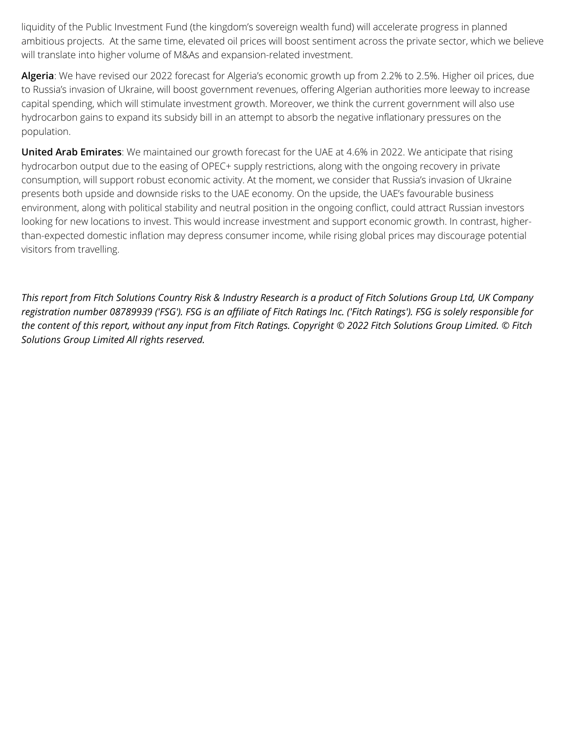liquidity of the Public Investment Fund (the kingdom's sovereign wealth fund) will accelerate progress in planned ambitious projects. At the same time, elevated oil prices will boost sentiment across the private sector, which we believe will translate into higher volume of M&As and expansion-related investment.

**Algeria**: We have revised our 2022 forecast for Algeria's economic growth up from 2.2% to 2.5%. Higher oil prices, due to Russia's invasion of Ukraine, will boost government revenues, offering Algerian authorities more leeway to increase capital spending, which will stimulate investment growth. Moreover, we think the current government will also use hydrocarbon gains to expand its subsidy bill in an attempt to absorb the negative inflationary pressures on the population.

**United Arab Emirates**: We maintained our growth forecast for the UAE at 4.6% in 2022. We anticipate that rising hydrocarbon output due to the easing of OPEC+ supply restrictions, along with the ongoing recovery in private consumption, will support robust economic activity. At the moment, we consider that Russia's invasion of Ukraine presents both upside and downside risks to the UAE economy. On the upside, the UAE's favourable business environment, along with political stability and neutral position in the ongoing conflict, could attract Russian investors looking for new locations to invest. This would increase investment and support economic growth. In contrast, higher-than-expected domestic inflation may depress consumer income, while rising global prices may discourage potential visitors from travelling.

*This report from Fitch Solutions Country Risk & Industry Research is a product of Fitch Solutions Group Ltd, UK Company registration number 08789939 ('FSG'). FSG is an affiliate of Fitch Ratings Inc. ('Fitch Ratings'). FSG is solely responsible for the content of this report, without any input from Fitch Ratings. Copyright © 2022 Fitch Solutions Group Limited. © Fitch Solutions Group Limited All rights reserved.*